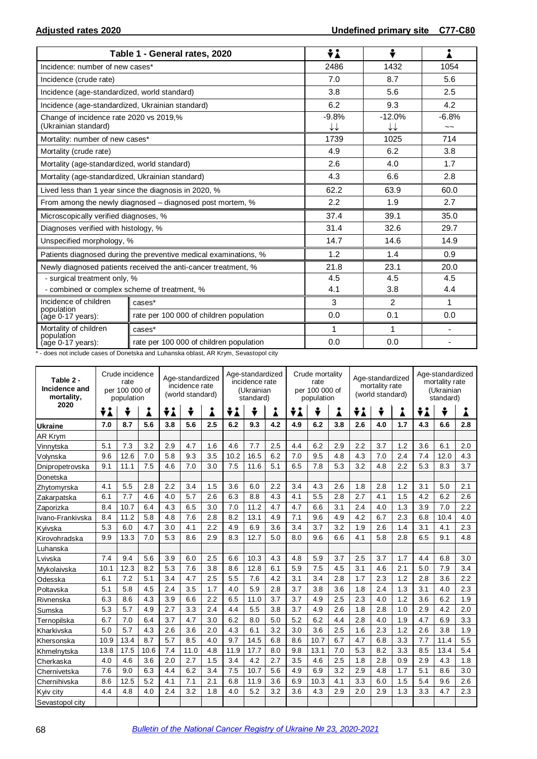**Adjusted rates 2020** **Undefined primary site C77-C80**

| Table 1 - General rates, 2020 | | Both sexes | Males | Females |
|---|---|---|---|---|
| Incidence: number of new cases* | | 2486 | 1432 | 1054 |
| Incidence (crude rate) | | 7.0 | 8.7 | 5.6 |
| Incidence (age-standardized, world standard) | | 3.8 | 5.6 | 2.5 |
| Incidence (age-standardized, Ukrainian standard) | | 6.2 | 9.3 | 4.2 |
| Change of incidence rate 2020 vs 2019,% (Ukrainian standard) | | -9.8% ↓↓ | -12.0% ↓↓ | -6.8% ~~ |
| Mortality: number of new cases* | | 1739 | 1025 | 714 |
| Mortality (crude rate) | | 4.9 | 6.2 | 3.8 |
| Mortality (age-standardized, world standard) | | 2.6 | 4.0 | 1.7 |
| Mortality (age-standardized, Ukrainian standard) | | 4.3 | 6.6 | 2.8 |
| Lived less than 1 year since the diagnosis in 2020, % | | 62.2 | 63.9 | 60.0 |
| From among the newly diagnosed – diagnosed post mortem, % | | 2.2 | 1.9 | 2.7 |
| Microscopically verified diagnoses, % | | 37.4 | 39.1 | 35.0 |
| Diagnoses verified with histology, % | | 31.4 | 32.6 | 29.7 |
| Unspecified morphology, % | | 14.7 | 14.6 | 14.9 |
| Patients diagnosed during the preventive medical examinations, % | | 1.2 | 1.4 | 0.9 |
| Newly diagnosed patients received the anti-cancer treatment, % | | 21.8 | 23.1 | 20.0 |
| - surgical treatment only, % | | 4.5 | 4.5 | 4.5 |
| - combined or complex scheme of treatment, % | | 4.1 | 3.8 | 4.4 |
| Incidence of children population (age 0-17 years): | cases* | 3 | 2 | 1 |
| | rate per 100 000 of children population | 0.0 | 0.1 | 0.0 |
| Mortality of children population (age 0-17 years): | cases* | 1 | 1 | - |
| | rate per 100 000 of children population | 0.0 | 0.0 | - |

\* - does not include cases of Donetska and Luhanska oblast, AR Krym, Sevastopol city

| Table 2 - Incidence and mortality, 2020 | Crude incidence rate per 100 000 of population | | | Age-standardized incidence rate (world standard) | | | Age-standardized incidence rate (Ukrainian standard) | | | Crude mortality rate per 100 000 of population | | | Age-standardized mortality rate (world standard) | | | Age-standardized mortality rate (Ukrainian standard) | | |
|---|---|---|---|---|---|---|---|---|---|---|---|---|---|---|---|---|---|---|
| | Both | Males | Females | Both | Males | Females | Both | Males | Females | Both | Males | Females | Both | Males | Females | Both | Males | Females |
| **Ukraine** | **7.0** | **8.7** | **5.6** | **3.8** | **5.6** | **2.5** | **6.2** | **9.3** | **4.2** | **4.9** | **6.2** | **3.8** | **2.6** | **4.0** | **1.7** | **4.3** | **6.6** | **2.8** |
| AR Krym | | | | | | | | | | | | | | | | | | |
| Vinnytska | 5.1 | 7.3 | 3.2 | 2.9 | 4.7 | 1.6 | 4.6 | 7.7 | 2.5 | 4.4 | 6.2 | 2.9 | 2.2 | 3.7 | 1.2 | 3.6 | 6.1 | 2.0 |
| Volynska | 9.6 | 12.6 | 7.0 | 5.8 | 9.3 | 3.5 | 10.2 | 16.5 | 6.2 | 7.0 | 9.5 | 4.8 | 4.3 | 7.0 | 2.4 | 7.4 | 12.0 | 4.3 |
| Dnipropetrovska | 9.1 | 11.1 | 7.5 | 4.6 | 7.0 | 3.0 | 7.5 | 11.6 | 5.1 | 6.5 | 7.8 | 5.3 | 3.2 | 4.8 | 2.2 | 5.3 | 8.3 | 3.7 |
| Donetska | | | | | | | | | | | | | | | | | | |
| Zhytomyrska | 4.1 | 5.5 | 2.8 | 2.2 | 3.4 | 1.5 | 3.6 | 6.0 | 2.2 | 3.4 | 4.3 | 2.6 | 1.8 | 2.8 | 1.2 | 3.1 | 5.0 | 2.1 |
| Zakarpatska | 6.1 | 7.7 | 4.6 | 4.0 | 5.7 | 2.6 | 6.3 | 8.8 | 4.3 | 4.1 | 5.5 | 2.8 | 2.7 | 4.1 | 1.5 | 4.2 | 6.2 | 2.6 |
| Zaporizka | 8.4 | 10.7 | 6.4 | 4.3 | 6.5 | 3.0 | 7.0 | 11.2 | 4.7 | 4.7 | 6.6 | 3.1 | 2.4 | 4.0 | 1.3 | 3.9 | 7.0 | 2.2 |
| Ivano-Frankivska | 8.4 | 11.2 | 5.8 | 4.8 | 7.6 | 2.8 | 8.2 | 13.1 | 4.9 | 7.1 | 9.6 | 4.9 | 4.2 | 6.7 | 2.3 | 6.8 | 10.4 | 4.0 |
| Kyivska | 5.3 | 6.0 | 4.7 | 3.0 | 4.1 | 2.2 | 4.9 | 6.9 | 3.6 | 3.4 | 3.7 | 3.2 | 1.9 | 2.6 | 1.4 | 3.1 | 4.1 | 2.3 |
| Kirovohradska | 9.9 | 13.3 | 7.0 | 5.3 | 8.6 | 2.9 | 8.3 | 12.7 | 5.0 | 8.0 | 9.6 | 6.6 | 4.1 | 5.8 | 2.8 | 6.5 | 9.1 | 4.8 |
| Luhanska | | | | | | | | | | | | | | | | | | |
| Lvivska | 7.4 | 9.4 | 5.6 | 3.9 | 6.0 | 2.5 | 6.6 | 10.3 | 4.3 | 4.8 | 5.9 | 3.7 | 2.5 | 3.7 | 1.7 | 4.4 | 6.8 | 3.0 |
| Mykolaivska | 10.1 | 12.3 | 8.2 | 5.3 | 7.6 | 3.8 | 8.6 | 12.8 | 6.1 | 5.9 | 7.5 | 4.5 | 3.1 | 4.6 | 2.1 | 5.0 | 7.9 | 3.4 |
| Odesska | 6.1 | 7.2 | 5.1 | 3.4 | 4.7 | 2.5 | 5.5 | 7.6 | 4.2 | 3.1 | 3.4 | 2.8 | 1.7 | 2.3 | 1.2 | 2.8 | 3.6 | 2.2 |
| Poltavska | 5.1 | 5.8 | 4.5 | 2.4 | 3.5 | 1.7 | 4.0 | 5.9 | 2.8 | 3.7 | 3.8 | 3.6 | 1.8 | 2.4 | 1.3 | 3.1 | 4.0 | 2.3 |
| Rivnenska | 6.3 | 8.6 | 4.3 | 3.9 | 6.6 | 2.2 | 6.5 | 11.0 | 3.7 | 3.7 | 4.9 | 2.5 | 2.3 | 4.0 | 1.2 | 3.6 | 6.2 | 1.9 |
| Sumska | 5.3 | 5.7 | 4.9 | 2.7 | 3.3 | 2.4 | 4.4 | 5.5 | 3.8 | 3.7 | 4.9 | 2.6 | 1.8 | 2.8 | 1.0 | 2.9 | 4.2 | 2.0 |
| Ternopilska | 6.7 | 7.0 | 6.4 | 3.7 | 4.7 | 3.0 | 6.2 | 8.0 | 5.0 | 5.2 | 6.2 | 4.4 | 2.8 | 4.0 | 1.9 | 4.7 | 6.9 | 3.3 |
| Kharkivska | 5.0 | 5.7 | 4.3 | 2.6 | 3.6 | 2.0 | 4.3 | 6.1 | 3.2 | 3.0 | 3.6 | 2.5 | 1.6 | 2.3 | 1.2 | 2.6 | 3.8 | 1.9 |
| Khersonska | 10.9 | 13.4 | 8.7 | 5.7 | 8.5 | 4.0 | 9.7 | 14.5 | 6.8 | 8.6 | 10.7 | 6.7 | 4.7 | 6.8 | 3.3 | 7.7 | 11.4 | 5.5 |
| Khmelnytska | 13.8 | 17.5 | 10.6 | 7.4 | 11.0 | 4.8 | 11.9 | 17.7 | 8.0 | 9.8 | 13.1 | 7.0 | 5.3 | 8.2 | 3.3 | 8.5 | 13.4 | 5.4 |
| Cherkaska | 4.0 | 4.6 | 3.6 | 2.0 | 2.7 | 1.5 | 3.4 | 4.2 | 2.7 | 3.5 | 4.6 | 2.5 | 1.8 | 2.8 | 0.9 | 2.9 | 4.3 | 1.8 |
| Chernivetska | 7.6 | 9.0 | 6.3 | 4.4 | 6.2 | 3.4 | 7.5 | 10.7 | 5.6 | 4.9 | 6.9 | 3.2 | 2.9 | 4.8 | 1.7 | 5.1 | 8.6 | 3.0 |
| Chernihivska | 8.6 | 12.5 | 5.2 | 4.1 | 7.1 | 2.1 | 6.8 | 11.9 | 3.6 | 6.9 | 10.3 | 4.1 | 3.3 | 6.0 | 1.5 | 5.4 | 9.6 | 2.6 |
| Kyiv city | 4.4 | 4.8 | 4.0 | 2.4 | 3.2 | 1.8 | 4.0 | 5.2 | 3.2 | 3.6 | 4.3 | 2.9 | 2.0 | 2.9 | 1.3 | 3.3 | 4.7 | 2.3 |
| Sevastopol city | | | | | | | | | | | | | | | | | | |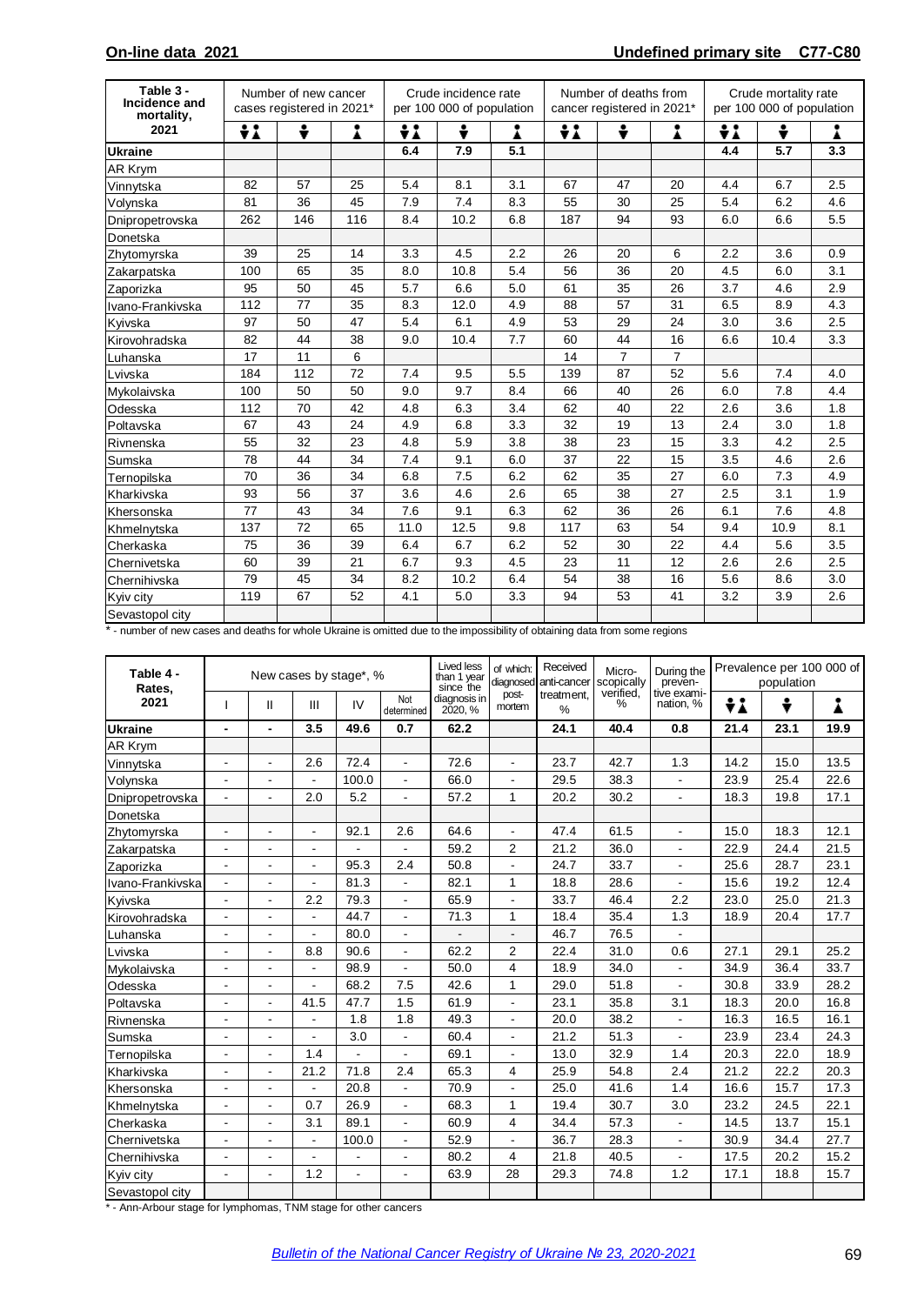**On-line data 2021** **Undefined primary site C77-C80**

| Table 3 - Incidence and mortality, 2021 | Number of new cancer cases registered in 2021* | | | Crude incidence rate per 100 000 of population | | | Number of deaths from cancer registered in 2021* | | | Crude mortality rate per 100 000 of population | | |
|---|---|---|---|---|---|---|---|---|---|---|---|---|
| | Both sexes | Males | Females | Both sexes | Males | Females | Both sexes | Males | Females | Both sexes | Males | Females |
| **Ukraine** | | | | **6.4** | **7.9** | **5.1** | | | | **4.4** | **5.7** | **3.3** |
| AR Krym | | | | | | | | | | | | |
| Vinnytska | 82 | 57 | 25 | 5.4 | 8.1 | 3.1 | 67 | 47 | 20 | 4.4 | 6.7 | 2.5 |
| Volynska | 81 | 36 | 45 | 7.9 | 7.4 | 8.3 | 55 | 30 | 25 | 5.4 | 6.2 | 4.6 |
| Dnipropetrovska | 262 | 146 | 116 | 8.4 | 10.2 | 6.8 | 187 | 94 | 93 | 6.0 | 6.6 | 5.5 |
| Donetska | | | | | | | | | | | | |
| Zhytomyrska | 39 | 25 | 14 | 3.3 | 4.5 | 2.2 | 26 | 20 | 6 | 2.2 | 3.6 | 0.9 |
| Zakarpatska | 100 | 65 | 35 | 8.0 | 10.8 | 5.4 | 56 | 36 | 20 | 4.5 | 6.0 | 3.1 |
| Zaporizka | 95 | 50 | 45 | 5.7 | 6.6 | 5.0 | 61 | 35 | 26 | 3.7 | 4.6 | 2.9 |
| Ivano-Frankivska | 112 | 77 | 35 | 8.3 | 12.0 | 4.9 | 88 | 57 | 31 | 6.5 | 8.9 | 4.3 |
| Kyivska | 97 | 50 | 47 | 5.4 | 6.1 | 4.9 | 53 | 29 | 24 | 3.0 | 3.6 | 2.5 |
| Kirovohradska | 82 | 44 | 38 | 9.0 | 10.4 | 7.7 | 60 | 44 | 16 | 6.6 | 10.4 | 3.3 |
| Luhanska | 17 | 11 | 6 | | | | 14 | 7 | 7 | | | |
| Lvivska | 184 | 112 | 72 | 7.4 | 9.5 | 5.5 | 139 | 87 | 52 | 5.6 | 7.4 | 4.0 |
| Mykolaivska | 100 | 50 | 50 | 9.0 | 9.7 | 8.4 | 66 | 40 | 26 | 6.0 | 7.8 | 4.4 |
| Odesska | 112 | 70 | 42 | 4.8 | 6.3 | 3.4 | 62 | 40 | 22 | 2.6 | 3.6 | 1.8 |
| Poltavska | 67 | 43 | 24 | 4.9 | 6.8 | 3.3 | 32 | 19 | 13 | 2.4 | 3.0 | 1.8 |
| Rivnenska | 55 | 32 | 23 | 4.8 | 5.9 | 3.8 | 38 | 23 | 15 | 3.3 | 4.2 | 2.5 |
| Sumska | 78 | 44 | 34 | 7.4 | 9.1 | 6.0 | 37 | 22 | 15 | 3.5 | 4.6 | 2.6 |
| Ternopilska | 70 | 36 | 34 | 6.8 | 7.5 | 6.2 | 62 | 35 | 27 | 6.0 | 7.3 | 4.9 |
| Kharkivska | 93 | 56 | 37 | 3.6 | 4.6 | 2.6 | 65 | 38 | 27 | 2.5 | 3.1 | 1.9 |
| Khersonska | 77 | 43 | 34 | 7.6 | 9.1 | 6.3 | 62 | 36 | 26 | 6.1 | 7.6 | 4.8 |
| Khmelnytska | 137 | 72 | 65 | 11.0 | 12.5 | 9.8 | 117 | 63 | 54 | 9.4 | 10.9 | 8.1 |
| Cherkaska | 75 | 36 | 39 | 6.4 | 6.7 | 6.2 | 52 | 30 | 22 | 4.4 | 5.6 | 3.5 |
| Chernivetska | 60 | 39 | 21 | 6.7 | 9.3 | 4.5 | 23 | 11 | 12 | 2.6 | 2.6 | 2.5 |
| Chernihivska | 79 | 45 | 34 | 8.2 | 10.2 | 6.4 | 54 | 38 | 16 | 5.6 | 8.6 | 3.0 |
| Kyiv city | 119 | 67 | 52 | 4.1 | 5.0 | 3.3 | 94 | 53 | 41 | 3.2 | 3.9 | 2.6 |
| Sevastopol city | | | | | | | | | | | | |

* - number of new cases and deaths for whole Ukraine is omitted due to the impossibility of obtaining data from some regions

| Table 4 - Rates, 2021 | New cases by stage*, % | | | | | Lived less than 1 year since the diagnosis in 2020, % | of which: diagnosed post-mortem | Received anti-cancer treatment, % | Micro-scopically verified, % | During the preventive examination, % | Prevalence per 100 000 of population | | |
|---|---|---|---|---|---|---|---|---|---|---|---|---|---|
| | I | II | III | IV | Not determined | | | | | | Both sexes | Males | Females |
| **Ukraine** | **-** | **-** | **3.5** | **49.6** | **0.7** | **62.2** | | **24.1** | **40.4** | **0.8** | **21.4** | **23.1** | **19.9** |
| AR Krym | | | | | | | | | | | | | |
| Vinnytska | - | - | 2.6 | 72.4 | - | 72.6 | - | 23.7 | 42.7 | 1.3 | 14.2 | 15.0 | 13.5 |
| Volynska | - | - | - | 100.0 | - | 66.0 | - | 29.5 | 38.3 | - | 23.9 | 25.4 | 22.6 |
| Dnipropetrovska | - | - | 2.0 | 5.2 | - | 57.2 | 1 | 20.2 | 30.2 | - | 18.3 | 19.8 | 17.1 |
| Donetska | | | | | | | | | | | | | |
| Zhytomyrska | - | - | - | 92.1 | 2.6 | 64.6 | - | 47.4 | 61.5 | - | 15.0 | 18.3 | 12.1 |
| Zakarpatska | - | - | - | - | - | 59.2 | 2 | 21.2 | 36.0 | - | 22.9 | 24.4 | 21.5 |
| Zaporizka | - | - | - | 95.3 | 2.4 | 50.8 | - | 24.7 | 33.7 | - | 25.6 | 28.7 | 23.1 |
| Ivano-Frankivska | - | - | - | 81.3 | - | 82.1 | 1 | 18.8 | 28.6 | - | 15.6 | 19.2 | 12.4 |
| Kyivska | - | - | 2.2 | 79.3 | - | 65.9 | - | 33.7 | 46.4 | 2.2 | 23.0 | 25.0 | 21.3 |
| Kirovohradska | - | - | - | 44.7 | - | 71.3 | 1 | 18.4 | 35.4 | 1.3 | 18.9 | 20.4 | 17.7 |
| Luhanska | - | - | - | 80.0 | - | - | - | 46.7 | 76.5 | - | | | |
| Lvivska | - | - | 8.8 | 90.6 | - | 62.2 | 2 | 22.4 | 31.0 | 0.6 | 27.1 | 29.1 | 25.2 |
| Mykolaivska | - | - | - | 98.9 | - | 50.0 | 4 | 18.9 | 34.0 | - | 34.9 | 36.4 | 33.7 |
| Odesska | - | - | - | 68.2 | 7.5 | 42.6 | 1 | 29.0 | 51.8 | - | 30.8 | 33.9 | 28.2 |
| Poltavska | - | - | 41.5 | 47.7 | 1.5 | 61.9 | - | 23.1 | 35.8 | 3.1 | 18.3 | 20.0 | 16.8 |
| Rivnenska | - | - | - | 1.8 | 1.8 | 49.3 | - | 20.0 | 38.2 | - | 16.3 | 16.5 | 16.1 |
| Sumska | - | - | - | 3.0 | - | 60.4 | - | 21.2 | 51.3 | - | 23.9 | 23.4 | 24.3 |
| Ternopilska | - | - | 1.4 | - | - | 69.1 | - | 13.0 | 32.9 | 1.4 | 20.3 | 22.0 | 18.9 |
| Kharkivska | - | - | 21.2 | 71.8 | 2.4 | 65.3 | 4 | 25.9 | 54.8 | 2.4 | 21.2 | 22.2 | 20.3 |
| Khersonska | - | - | - | 20.8 | - | 70.9 | - | 25.0 | 41.6 | 1.4 | 16.6 | 15.7 | 17.3 |
| Khmelnytska | - | - | 0.7 | 26.9 | - | 68.3 | 1 | 19.4 | 30.7 | 3.0 | 23.2 | 24.5 | 22.1 |
| Cherkaska | - | - | 3.1 | 89.1 | - | 60.9 | 4 | 34.4 | 57.3 | - | 14.5 | 13.7 | 15.1 |
| Chernivetska | - | - | - | 100.0 | - | 52.9 | - | 36.7 | 28.3 | - | 30.9 | 34.4 | 27.7 |
| Chernihivska | - | - | - | - | - | 80.2 | 4 | 21.8 | 40.5 | - | 17.5 | 20.2 | 15.2 |
| Kyiv city | - | - | 1.2 | - | - | 63.9 | 28 | 29.3 | 74.8 | 1.2 | 17.1 | 18.8 | 15.7 |
| Sevastopol city | | | | | | | | | | | | | |

* - Ann-Arbour stage for lymphomas, TNM stage for other cancers